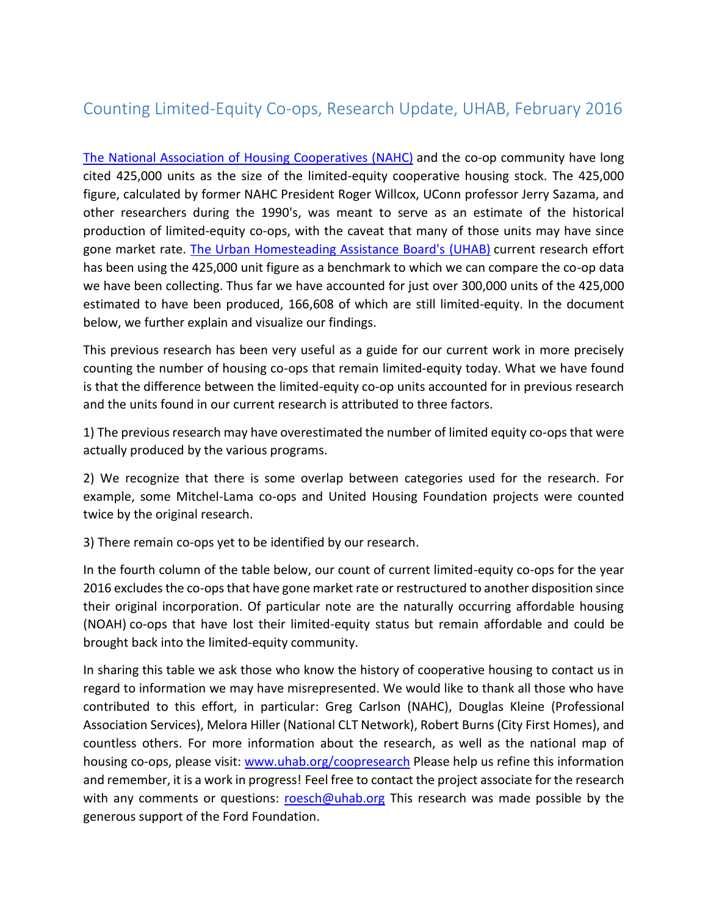## Counting Limited-Equity Co-ops, Research Update, UHAB, February 2016

[The National Association of Housing Cooperatives (NAHC)](#) and the co-op community have long cited 425,000 units as the size of the limited-equity cooperative housing stock. The 425,000 figure, calculated by former NAHC President Roger Willcox, UConn professor Jerry Sazama, and other researchers during the 1990's, was meant to serve as an estimate of the historical production of limited-equity co-ops, with the caveat that many of those units may have since gone market rate. [The Urban Homesteading Assistance Board's (UHAB)](#) current research effort has been using the 425,000 unit figure as a benchmark to which we can compare the co-op data we have been collecting. Thus far we have accounted for just over 300,000 units of the 425,000 estimated to have been produced, 166,608 of which are still limited-equity. In the document below, we further explain and visualize our findings.

This previous research has been very useful as a guide for our current work in more precisely counting the number of housing co-ops that remain limited-equity today. What we have found is that the difference between the limited-equity co-op units accounted for in previous research and the units found in our current research is attributed to three factors.

1) The previous research may have overestimated the number of limited equity co-ops that were actually produced by the various programs.

2) We recognize that there is some overlap between categories used for the research. For example, some Mitchel-Lama co-ops and United Housing Foundation projects were counted twice by the original research.

3) There remain co-ops yet to be identified by our research.

In the fourth column of the table below, our count of current limited-equity co-ops for the year 2016 excludes the co-ops that have gone market rate or restructured to another disposition since their original incorporation. Of particular note are the naturally occurring affordable housing (NOAH) co-ops that have lost their limited-equity status but remain affordable and could be brought back into the limited-equity community.

In sharing this table we ask those who know the history of cooperative housing to contact us in regard to information we may have misrepresented. We would like to thank all those who have contributed to this effort, in particular: Greg Carlson (NAHC), Douglas Kleine (Professional Association Services), Melora Hiller (National CLT Network), Robert Burns (City First Homes), and countless others. For more information about the research, as well as the national map of housing co-ops, please visit: [www.uhab.org/coopresearch](www.uhab.org/coopresearch) Please help us refine this information and remember, it is a work in progress! Feel free to contact the project associate for the research with any comments or questions: [roesch@uhab.org](mailto:roesch@uhab.org) This research was made possible by the generous support of the Ford Foundation.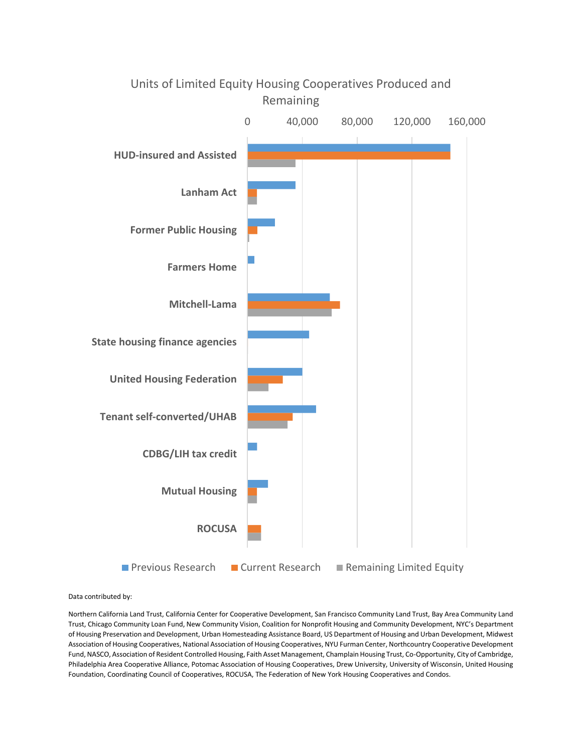## Units of Limited Equity Housing Cooperatives Produced and Remaining

Data contributed by:

Northern California Land Trust, California Center for Cooperative Development, San Francisco Community Land Trust, Bay Area Community Land Trust, Chicago Community Loan Fund, New Community Vision, Coalition for Nonprofit Housing and Community Development, NYC's Department of Housing Preservation and Development, Urban Homesteading Assistance Board, US Department of Housing and Urban Development, Midwest Association of Housing Cooperatives, National Association of Housing Cooperatives, NYU Furman Center, Northcountry Cooperative Development Fund, NASCO, Association of Resident Controlled Housing, Faith Asset Management, Champlain Housing Trust, Co-Opportunity, City of Cambridge, Philadelphia Area Cooperative Alliance, Potomac Association of Housing Cooperatives, Drew University, University of Wisconsin, United Housing Foundation, Coordinating Council of Cooperatives, ROCUSA, The Federation of New York Housing Cooperatives and Condos.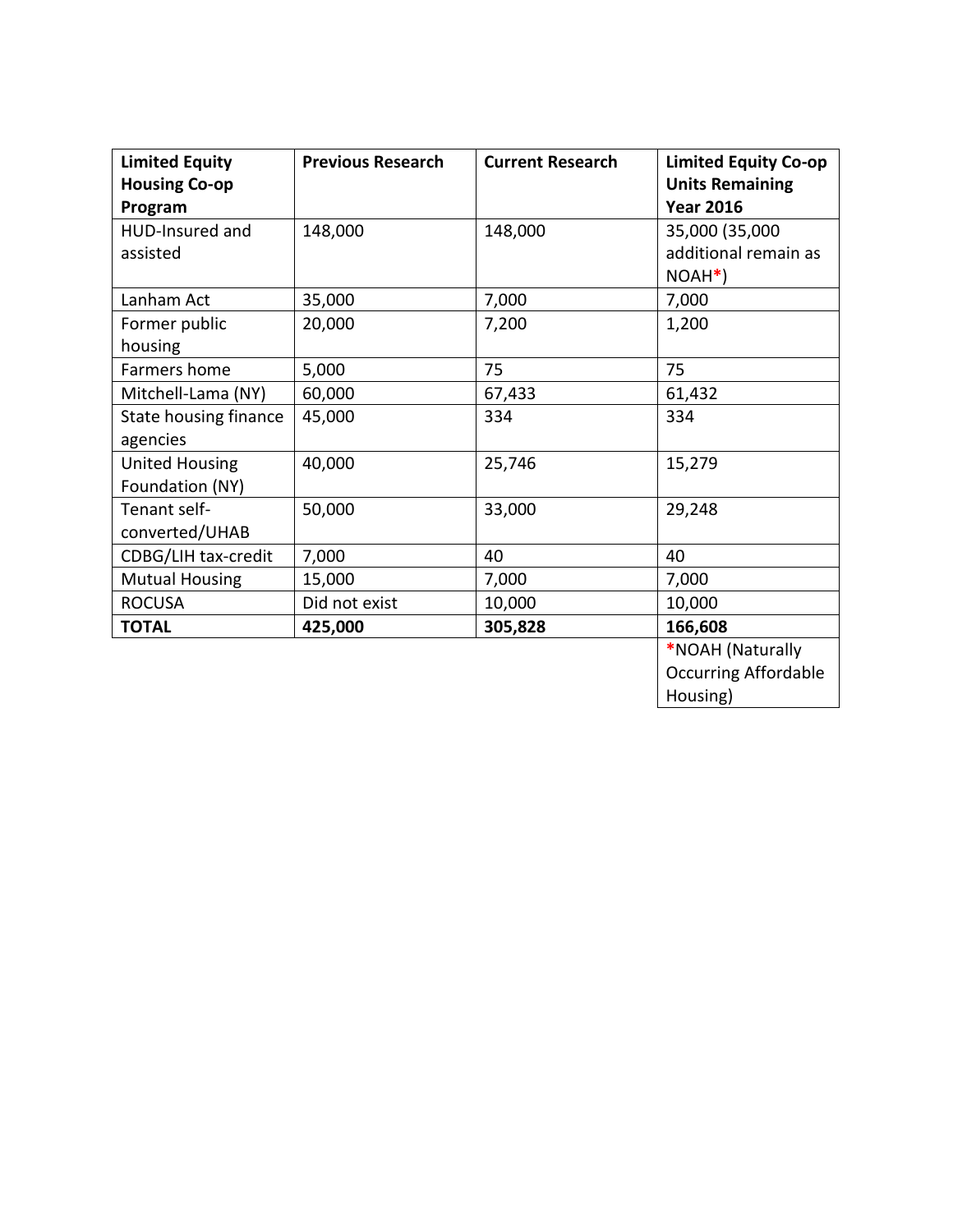| **Limited Equity Housing Co-op Program** | **Previous Research** | **Current Research** | **Limited Equity Co-op Units Remaining Year 2016** |
|---|---|---|---|
| HUD-Insured and assisted | 148,000 | 148,000 | 35,000 (35,000 additional remain as NOAH*) |
| Lanham Act | 35,000 | 7,000 | 7,000 |
| Former public housing | 20,000 | 7,200 | 1,200 |
| Farmers home | 5,000 | 75 | 75 |
| Mitchell-Lama (NY) | 60,000 | 67,433 | 61,432 |
| State housing finance agencies | 45,000 | 334 | 334 |
| United Housing Foundation (NY) | 40,000 | 25,746 | 15,279 |
| Tenant self-converted/UHAB | 50,000 | 33,000 | 29,248 |
| CDBG/LIH tax-credit | 7,000 | 40 | 40 |
| Mutual Housing | 15,000 | 7,000 | 7,000 |
| ROCUSA | Did not exist | 10,000 | 10,000 |
| **TOTAL** | **425,000** | **305,828** | **166,608** |
| | | | *NOAH (Naturally Occurring Affordable Housing) |